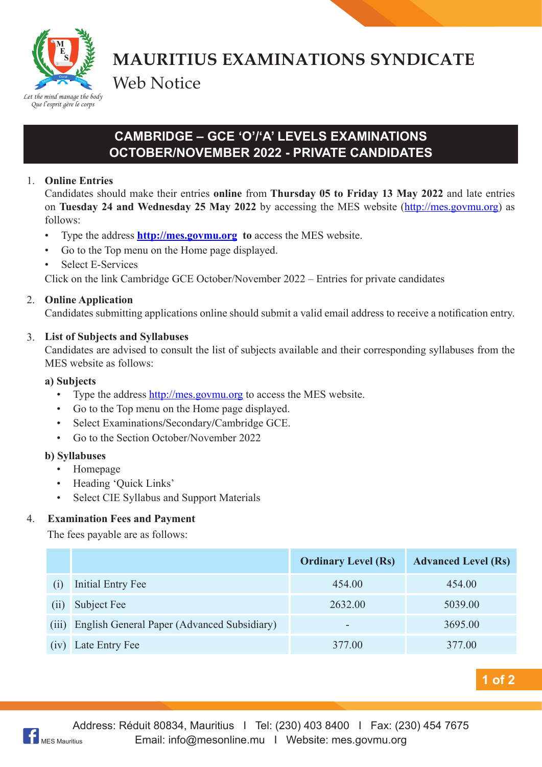# MAURITIUS EXAMINATIONS SYNDICATE

Web Notice

*Let the mind manage the body*
*Que l'esprit gère le corps*

## CAMBRIDGE – GCE 'O'/'A' LEVELS EXAMINATIONS OCTOBER/NOVEMBER 2022 - PRIVATE CANDIDATES

1. **Online Entries**

   Candidates should make their entries **online** from **Thursday 05 to Friday 13 May 2022** and late entries on **Tuesday 24 and Wednesday 25 May 2022** by accessing the MES website (http://mes.govmu.org) as follows:

   - Type the address **http://mes.govmu.org** **to** access the MES website.
   - Go to the Top menu on the Home page displayed.
   - Select E-Services

   Click on the link Cambridge GCE October/November 2022 – Entries for private candidates

2. **Online Application**

   Candidates submitting applications online should submit a valid email address to receive a notification entry.

3. **List of Subjects and Syllabuses**

   Candidates are advised to consult the list of subjects available and their corresponding syllabuses from the MES website as follows:

   **a) Subjects**

   - Type the address http://mes.govmu.org to access the MES website.
   - Go to the Top menu on the Home page displayed.
   - Select Examinations/Secondary/Cambridge GCE.
   - Go to the Section October/November 2022

   **b) Syllabuses**

   - Homepage
   - Heading 'Quick Links'
   - Select CIE Syllabus and Support Materials

4. **Examination Fees and Payment**

   The fees payable are as follows:

| | | Ordinary Level (Rs) | Advanced Level (Rs) |
|---|---|---|---|
| (i) | Initial Entry Fee | 454.00 | 454.00 |
| (ii) | Subject Fee | 2632.00 | 5039.00 |
| (iii) | English General Paper (Advanced Subsidiary) | - | 3695.00 |
| (iv) | Late Entry Fee | 377.00 | 377.00 |

Address: Réduit 80834, Mauritius I Tel: (230) 403 8400 I Fax: (230) 454 7675
Email: info@mesonline.mu I Website: mes.govmu.org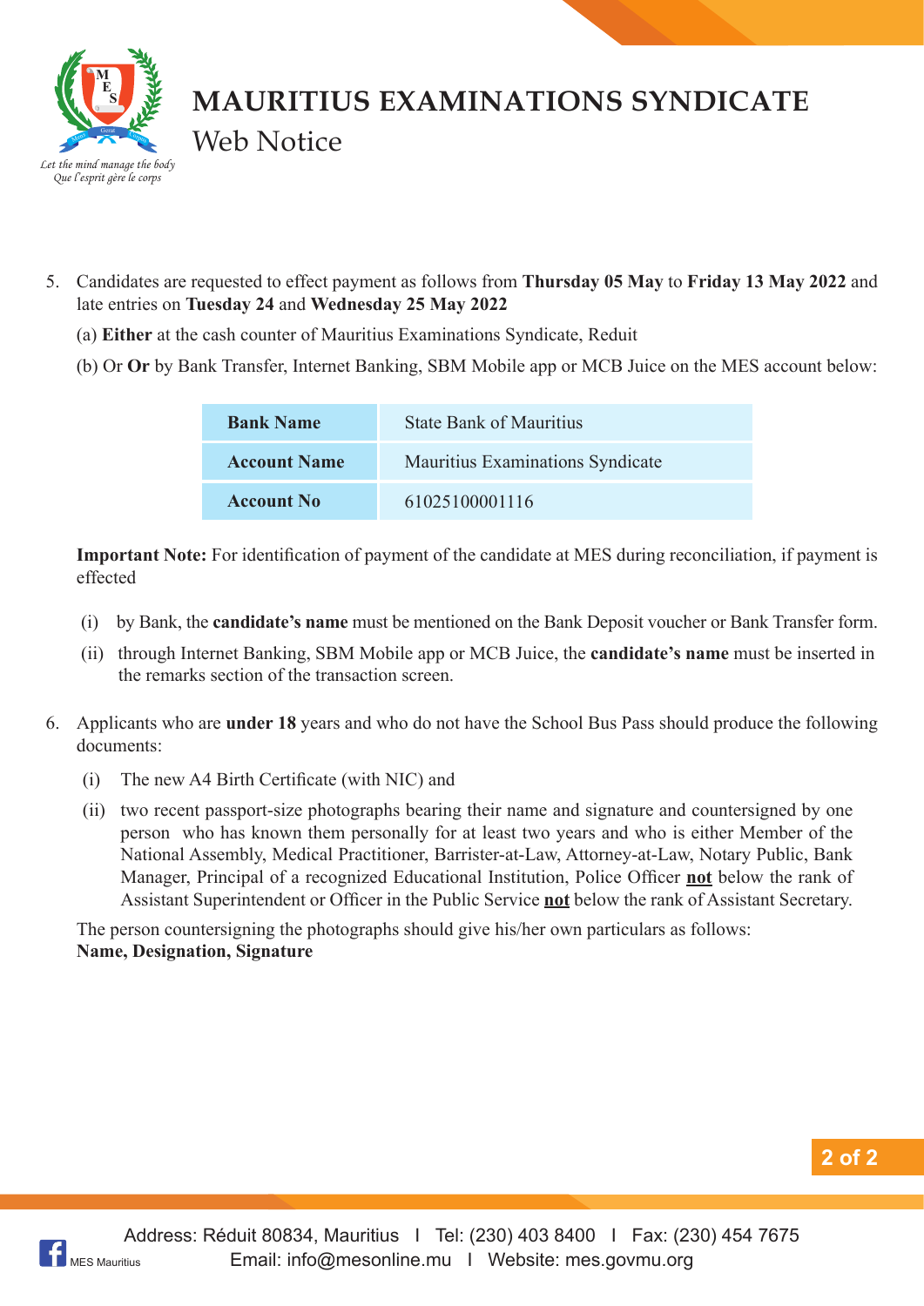# MAURITIUS EXAMINATIONS SYNDICATE

## Web Notice

5. Candidates are requested to effect payment as follows from **Thursday 05 May** to **Friday 13 May 2022** and late entries on **Tuesday 24** and **Wednesday 25 May 2022**

   (a) **Either** at the cash counter of Mauritius Examinations Syndicate, Reduit

   (b) Or **Or** by Bank Transfer, Internet Banking, SBM Mobile app or MCB Juice on the MES account below:

| | |
|---|---|
| **Bank Name** | State Bank of Mauritius |
| **Account Name** | Mauritius Examinations Syndicate |
| **Account No** | 61025100001116 |

   **Important Note:** For identification of payment of the candidate at MES during reconciliation, if payment is effected

   (i) by Bank, the **candidate's name** must be mentioned on the Bank Deposit voucher or Bank Transfer form.

   (ii) through Internet Banking, SBM Mobile app or MCB Juice, the **candidate's name** must be inserted in the remarks section of the transaction screen.

6. Applicants who are **under 18** years and who do not have the School Bus Pass should produce the following documents:

   (i) The new A4 Birth Certificate (with NIC) and

   (ii) two recent passport-size photographs bearing their name and signature and countersigned by one person who has known them personally for at least two years and who is either Member of the National Assembly, Medical Practitioner, Barrister-at-Law, Attorney-at-Law, Notary Public, Bank Manager, Principal of a recognized Educational Institution, Police Officer **not** below the rank of Assistant Superintendent or Officer in the Public Service **not** below the rank of Assistant Secretary.

   The person countersigning the photographs should give his/her own particulars as follows:
   **Name, Designation, Signature**

Address: Réduit 80834, Mauritius I Tel: (230) 403 8400 I Fax: (230) 454 7675
Email: info@mesonline.mu I Website: mes.govmu.org